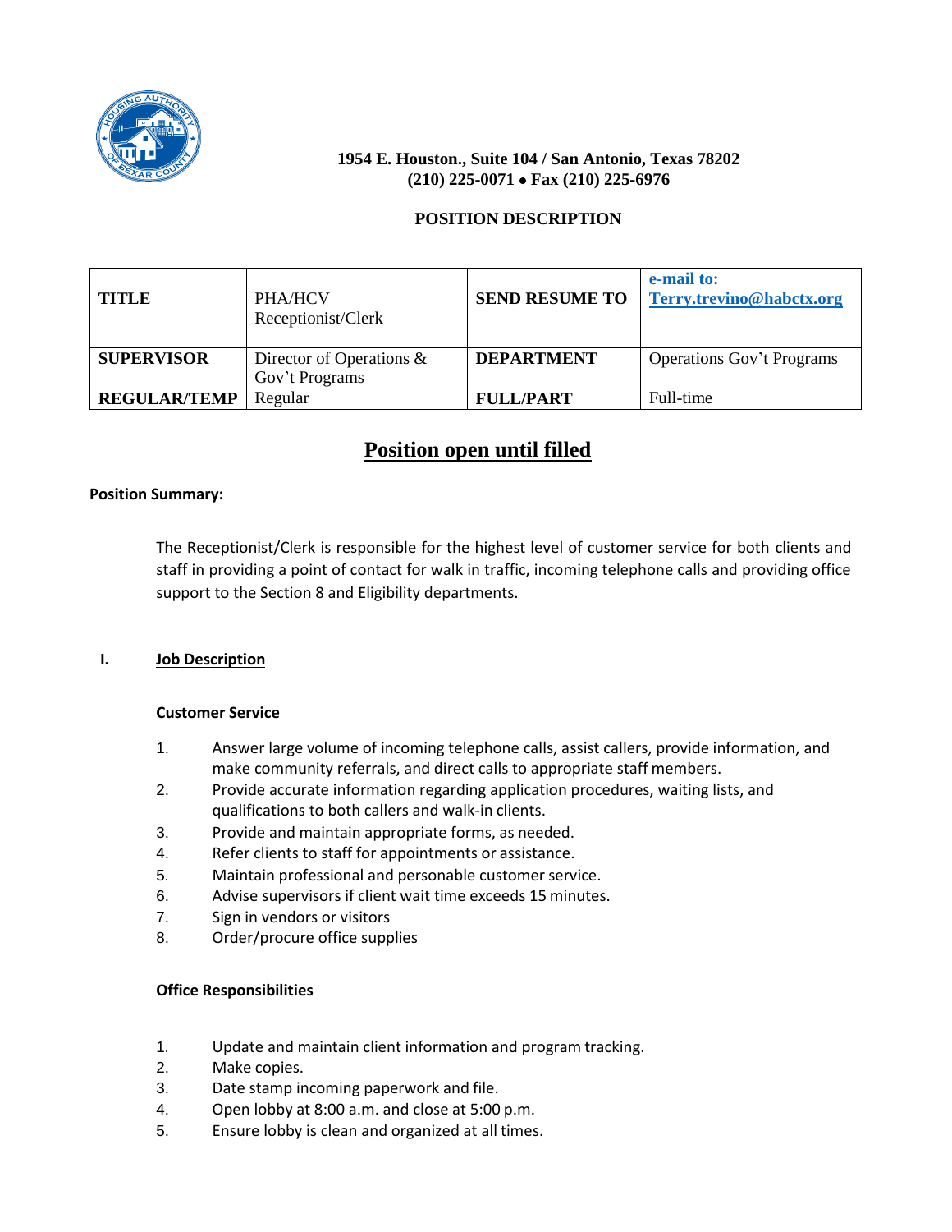**1954 E. Houston., Suite 104 / San Antonio, Texas 78202**
**(210) 225-0071 • Fax (210) 225-6976**

**POSITION DESCRIPTION**

| **TITLE** | PHA/HCV Receptionist/Clerk | **SEND RESUME TO** | **e-mail to: Terry.trevino@habctx.org** |
|---|---|---|---|
| **SUPERVISOR** | Director of Operations & Gov't Programs | **DEPARTMENT** | Operations Gov't Programs |
| **REGULAR/TEMP** | Regular | **FULL/PART** | Full-time |

## Position open until filled

**Position Summary:**

The Receptionist/Clerk is responsible for the highest level of customer service for both clients and staff in providing a point of contact for walk in traffic, incoming telephone calls and providing office support to the Section 8 and Eligibility departments.

**I. Job Description**

**Customer Service**

1. Answer large volume of incoming telephone calls, assist callers, provide information, and make community referrals, and direct calls to appropriate staff members.
2. Provide accurate information regarding application procedures, waiting lists, and qualifications to both callers and walk-in clients.
3. Provide and maintain appropriate forms, as needed.
4. Refer clients to staff for appointments or assistance.
5. Maintain professional and personable customer service.
6. Advise supervisors if client wait time exceeds 15 minutes.
7. Sign in vendors or visitors
8. Order/procure office supplies

**Office Responsibilities**

1. Update and maintain client information and program tracking.
2. Make copies.
3. Date stamp incoming paperwork and file.
4. Open lobby at 8:00 a.m. and close at 5:00 p.m.
5. Ensure lobby is clean and organized at all times.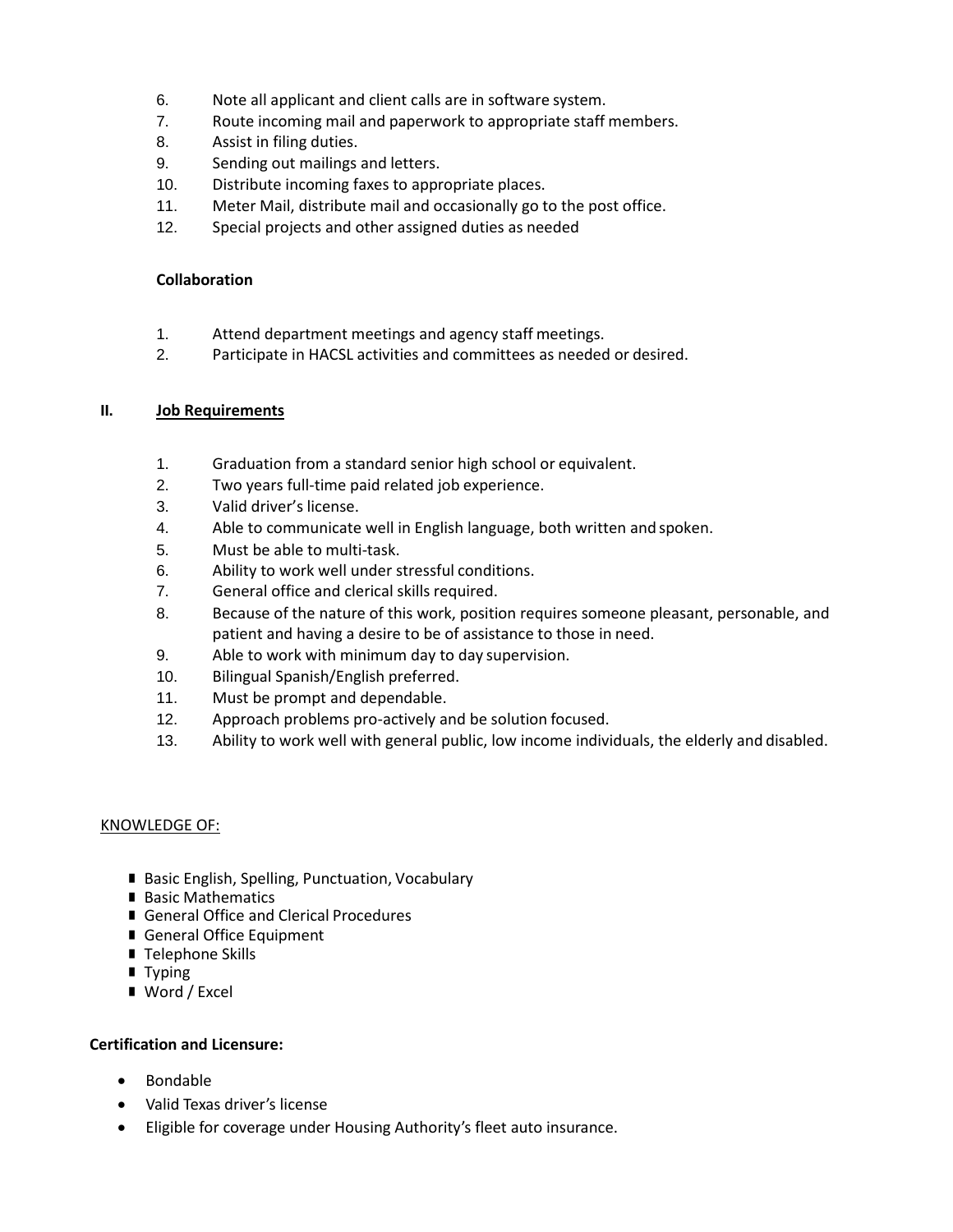6. Note all applicant and client calls are in software system.
7. Route incoming mail and paperwork to appropriate staff members.
8. Assist in filing duties.
9. Sending out mailings and letters.
10. Distribute incoming faxes to appropriate places.
11. Meter Mail, distribute mail and occasionally go to the post office.
12. Special projects and other assigned duties as needed

**Collaboration**

1. Attend department meetings and agency staff meetings.
2. Participate in HACSL activities and committees as needed or desired.

## II. Job Requirements

1. Graduation from a standard senior high school or equivalent.
2. Two years full-time paid related job experience.
3. Valid driver's license.
4. Able to communicate well in English language, both written and spoken.
5. Must be able to multi-task.
6. Ability to work well under stressful conditions.
7. General office and clerical skills required.
8. Because of the nature of this work, position requires someone pleasant, personable, and patient and having a desire to be of assistance to those in need.
9. Able to work with minimum day to day supervision.
10. Bilingual Spanish/English preferred.
11. Must be prompt and dependable.
12. Approach problems pro-actively and be solution focused.
13. Ability to work well with general public, low income individuals, the elderly and disabled.

KNOWLEDGE OF:

- Basic English, Spelling, Punctuation, Vocabulary
- Basic Mathematics
- General Office and Clerical Procedures
- General Office Equipment
- Telephone Skills
- Typing
- Word / Excel

**Certification and Licensure:**

- Bondable
- Valid Texas driver's license
- Eligible for coverage under Housing Authority's fleet auto insurance.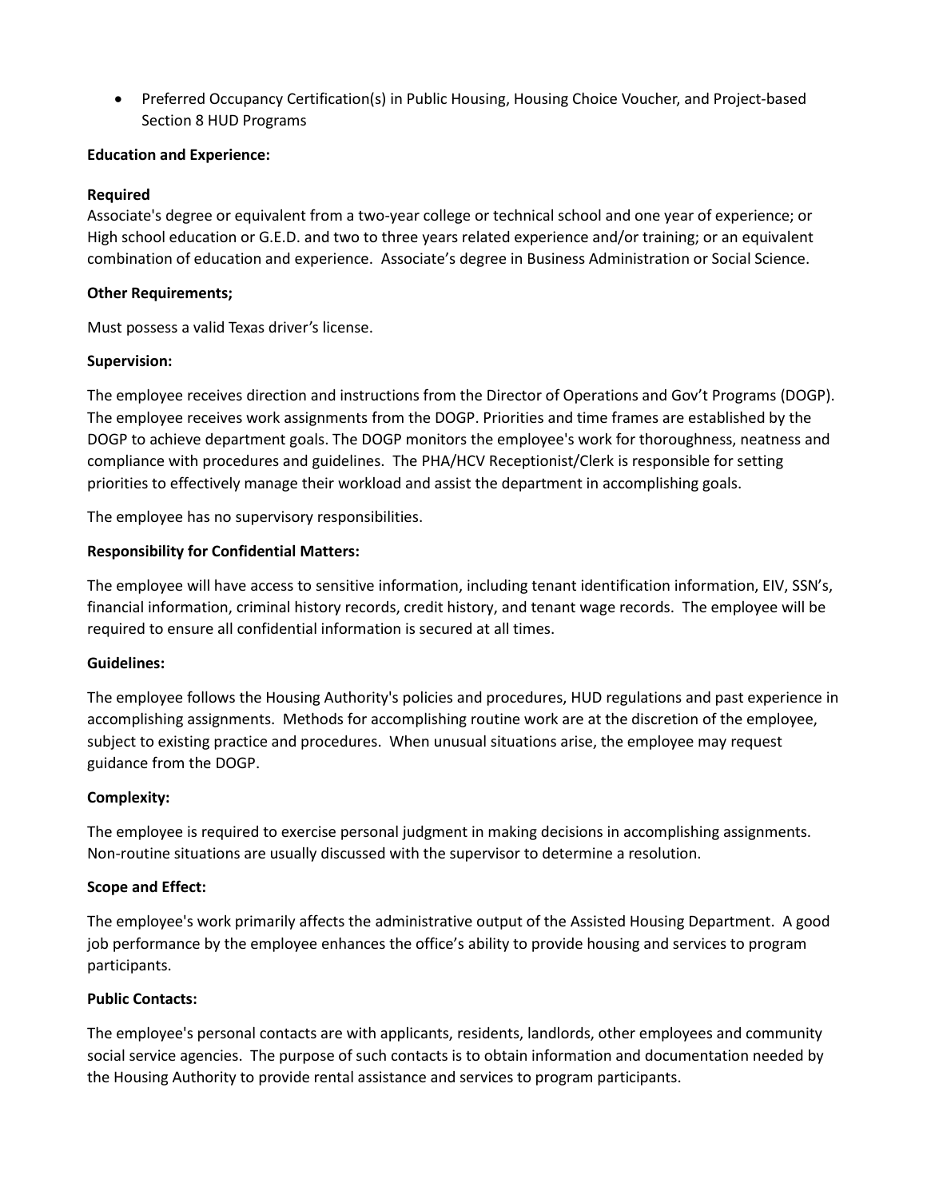- Preferred Occupancy Certification(s) in Public Housing, Housing Choice Voucher, and Project-based Section 8 HUD Programs

**Education and Experience:**

**Required**

Associate's degree or equivalent from a two-year college or technical school and one year of experience; or High school education or G.E.D. and two to three years related experience and/or training; or an equivalent combination of education and experience. Associate's degree in Business Administration or Social Science.

**Other Requirements;**

Must possess a valid Texas driver's license.

**Supervision:**

The employee receives direction and instructions from the Director of Operations and Gov't Programs (DOGP). The employee receives work assignments from the DOGP. Priorities and time frames are established by the DOGP to achieve department goals. The DOGP monitors the employee's work for thoroughness, neatness and compliance with procedures and guidelines. The PHA/HCV Receptionist/Clerk is responsible for setting priorities to effectively manage their workload and assist the department in accomplishing goals.

The employee has no supervisory responsibilities.

**Responsibility for Confidential Matters:**

The employee will have access to sensitive information, including tenant identification information, EIV, SSN's, financial information, criminal history records, credit history, and tenant wage records. The employee will be required to ensure all confidential information is secured at all times.

**Guidelines:**

The employee follows the Housing Authority's policies and procedures, HUD regulations and past experience in accomplishing assignments. Methods for accomplishing routine work are at the discretion of the employee, subject to existing practice and procedures. When unusual situations arise, the employee may request guidance from the DOGP.

**Complexity:**

The employee is required to exercise personal judgment in making decisions in accomplishing assignments. Non-routine situations are usually discussed with the supervisor to determine a resolution.

**Scope and Effect:**

The employee's work primarily affects the administrative output of the Assisted Housing Department. A good job performance by the employee enhances the office's ability to provide housing and services to program participants.

**Public Contacts:**

The employee's personal contacts are with applicants, residents, landlords, other employees and community social service agencies. The purpose of such contacts is to obtain information and documentation needed by the Housing Authority to provide rental assistance and services to program participants.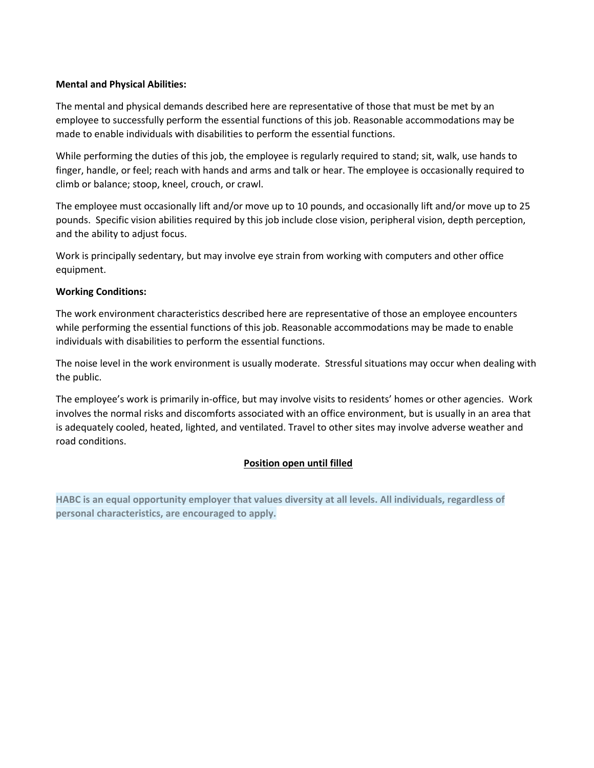**Mental and Physical Abilities:**

The mental and physical demands described here are representative of those that must be met by an employee to successfully perform the essential functions of this job. Reasonable accommodations may be made to enable individuals with disabilities to perform the essential functions.

While performing the duties of this job, the employee is regularly required to stand; sit, walk, use hands to finger, handle, or feel; reach with hands and arms and talk or hear. The employee is occasionally required to climb or balance; stoop, kneel, crouch, or crawl.

The employee must occasionally lift and/or move up to 10 pounds, and occasionally lift and/or move up to 25 pounds. Specific vision abilities required by this job include close vision, peripheral vision, depth perception, and the ability to adjust focus.

Work is principally sedentary, but may involve eye strain from working with computers and other office equipment.

**Working Conditions:**

The work environment characteristics described here are representative of those an employee encounters while performing the essential functions of this job. Reasonable accommodations may be made to enable individuals with disabilities to perform the essential functions.

The noise level in the work environment is usually moderate. Stressful situations may occur when dealing with the public.

The employee's work is primarily in-office, but may involve visits to residents' homes or other agencies. Work involves the normal risks and discomforts associated with an office environment, but is usually in an area that is adequately cooled, heated, lighted, and ventilated. Travel to other sites may involve adverse weather and road conditions.

**Position open until filled**

**HABC is an equal opportunity employer that values diversity at all levels. All individuals, regardless of personal characteristics, are encouraged to apply.**